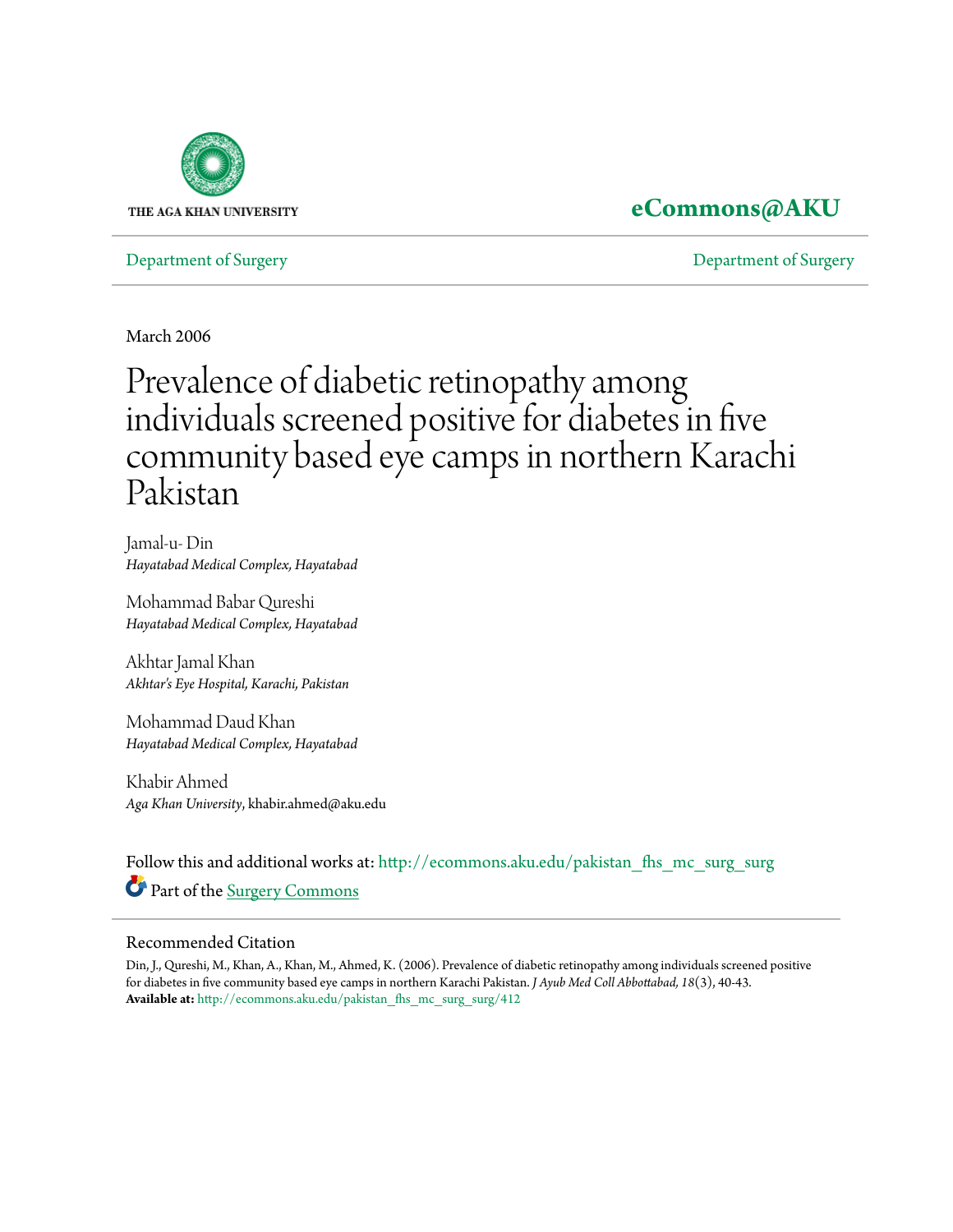THE AGA KHAN UNIVERSITY

**eCommons@AKU**

Department of Surgery | Department of Surgery

March 2006

# Prevalence of diabetic retinopathy among individuals screened positive for diabetes in five community based eye camps in northern Karachi Pakistan

Jamal-u- Din
*Hayatabad Medical Complex, Hayatabad*

Mohammad Babar Qureshi
*Hayatabad Medical Complex, Hayatabad*

Akhtar Jamal Khan
*Akhtar's Eye Hospital, Karachi, Pakistan*

Mohammad Daud Khan
*Hayatabad Medical Complex, Hayatabad*

Khabir Ahmed
*Aga Khan University*, khabir.ahmed@aku.edu

Follow this and additional works at: http://ecommons.aku.edu/pakistan_fhs_mc_surg_surg

Part of the Surgery Commons

## Recommended Citation

Din, J., Qureshi, M., Khan, A., Khan, M., Ahmed, K. (2006). Prevalence of diabetic retinopathy among individuals screened positive for diabetes in five community based eye camps in northern Karachi Pakistan. *J Ayub Med Coll Abbottabad, 18*(3), 40-43.
**Available at:** http://ecommons.aku.edu/pakistan_fhs_mc_surg_surg/412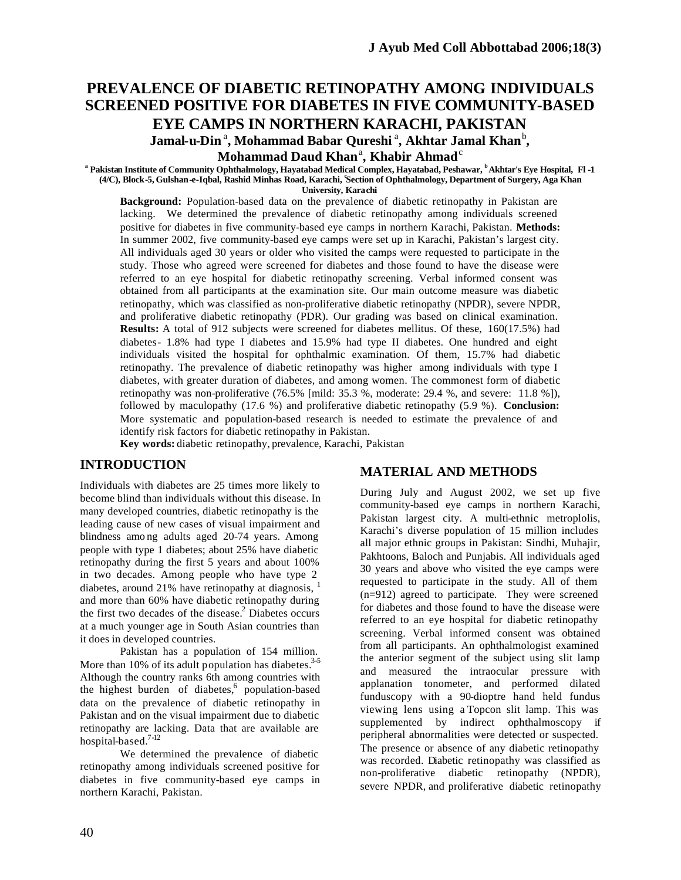# PREVALENCE OF DIABETIC RETINOPATHY AMONG INDIVIDUALS SCREENED POSITIVE FOR DIABETES IN FIVE COMMUNITY-BASED EYE CAMPS IN NORTHERN KARACHI, PAKISTAN

**Jamal-u-Din[a], Mohammad Babar Qureshi[a], Akhtar Jamal Khan[b], Mohammad Daud Khan[a], Khabir Ahmad[c]**

[a] Pakistan Institute of Community Ophthalmology, Hayatabad Medical Complex, Hayatabad, Peshawar, [b] Akhtar's Eye Hospital, Fl -1 (4/C), Block-5, Gulshan-e-Iqbal, Rashid Minhas Road, Karachi, [c] Section of Ophthalmology, Department of Surgery, Aga Khan University, Karachi

**Background:** Population-based data on the prevalence of diabetic retinopathy in Pakistan are lacking. We determined the prevalence of diabetic retinopathy among individuals screened positive for diabetes in five community-based eye camps in northern Karachi, Pakistan. **Methods:** In summer 2002, five community-based eye camps were set up in Karachi, Pakistan's largest city. All individuals aged 30 years or older who visited the camps were requested to participate in the study. Those who agreed were screened for diabetes and those found to have the disease were referred to an eye hospital for diabetic retinopathy screening. Verbal informed consent was obtained from all participants at the examination site. Our main outcome measure was diabetic retinopathy, which was classified as non-proliferative diabetic retinopathy (NPDR), severe NPDR, and proliferative diabetic retinopathy (PDR). Our grading was based on clinical examination. **Results:** A total of 912 subjects were screened for diabetes mellitus. Of these, 160(17.5%) had diabetes- 1.8% had type I diabetes and 15.9% had type II diabetes. One hundred and eight individuals visited the hospital for ophthalmic examination. Of them, 15.7% had diabetic retinopathy. The prevalence of diabetic retinopathy was higher among individuals with type I diabetes, with greater duration of diabetes, and among women. The commonest form of diabetic retinopathy was non-proliferative (76.5% [mild: 35.3 %, moderate: 29.4 %, and severe: 11.8 %]), followed by maculopathy (17.6 %) and proliferative diabetic retinopathy (5.9 %). **Conclusion:** More systematic and population-based research is needed to estimate the prevalence of and identify risk factors for diabetic retinopathy in Pakistan.

**Key words:** diabetic retinopathy, prevalence, Karachi, Pakistan

## INTRODUCTION

Individuals with diabetes are 25 times more likely to become blind than individuals without this disease. In many developed countries, diabetic retinopathy is the leading cause of new cases of visual impairment and blindness among adults aged 20-74 years. Among people with type 1 diabetes; about 25% have diabetic retinopathy during the first 5 years and about 100% in two decades. Among people who have type 2 diabetes, around 21% have retinopathy at diagnosis,[1] and more than 60% have diabetic retinopathy during the first two decades of the disease.[2] Diabetes occurs at a much younger age in South Asian countries than it does in developed countries.

Pakistan has a population of 154 million. More than 10% of its adult population has diabetes.[3-5] Although the country ranks 6th among countries with the highest burden of diabetes,[6] population-based data on the prevalence of diabetic retinopathy in Pakistan and on the visual impairment due to diabetic retinopathy are lacking. Data that are available are hospital-based.[7-12]

We determined the prevalence of diabetic retinopathy among individuals screened positive for diabetes in five community-based eye camps in northern Karachi, Pakistan.

## MATERIAL AND METHODS

During July and August 2002, we set up five community-based eye camps in northern Karachi, Pakistan largest city. A multi-ethnic metroplolis, Karachi's diverse population of 15 million includes all major ethnic groups in Pakistan: Sindhi, Muhajir, Pakhtoons, Baloch and Punjabis. All individuals aged 30 years and above who visited the eye camps were requested to participate in the study. All of them (n=912) agreed to participate. They were screened for diabetes and those found to have the disease were referred to an eye hospital for diabetic retinopathy screening. Verbal informed consent was obtained from all participants. An ophthalmologist examined the anterior segment of the subject using slit lamp and measured the intraocular pressure with applanation tonometer, and performed dilated funduscopy with a 90-dioptre hand held fundus viewing lens using a Topcon slit lamp. This was supplemented by indirect ophthalmoscopy if peripheral abnormalities were detected or suspected. The presence or absence of any diabetic retinopathy was recorded. Diabetic retinopathy was classified as non-proliferative diabetic retinopathy (NPDR), severe NPDR, and proliferative diabetic retinopathy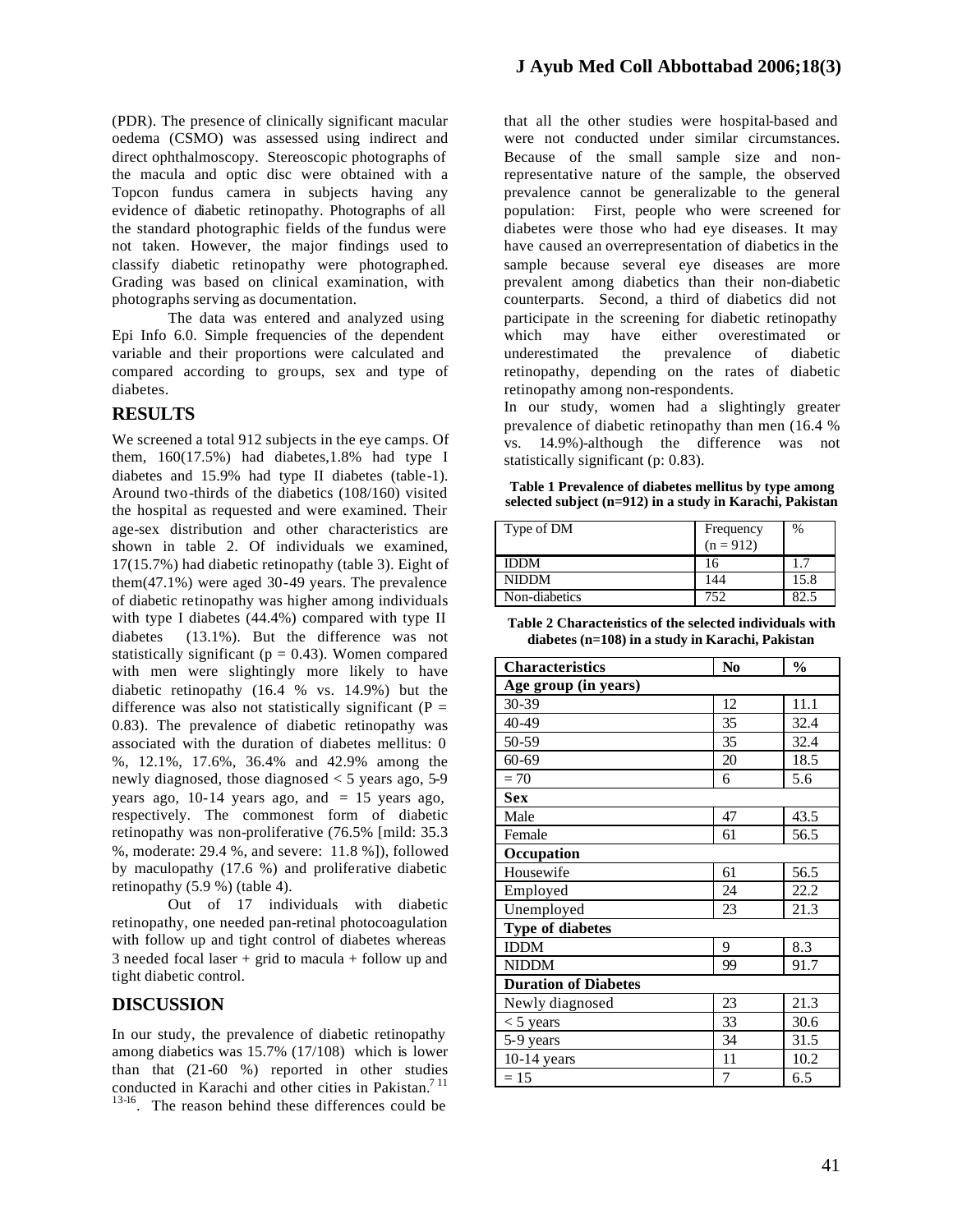(PDR). The presence of clinically significant macular oedema (CSMO) was assessed using indirect and direct ophthalmoscopy. Stereoscopic photographs of the macula and optic disc were obtained with a Topcon fundus camera in subjects having any evidence of diabetic retinopathy. Photographs of all the standard photographic fields of the fundus were not taken. However, the major findings used to classify diabetic retinopathy were photographed. Grading was based on clinical examination, with photographs serving as documentation.

The data was entered and analyzed using Epi Info 6.0. Simple frequencies of the dependent variable and their proportions were calculated and compared according to groups, sex and type of diabetes.

## RESULTS

We screened a total 912 subjects in the eye camps. Of them, 160(17.5%) had diabetes,1.8% had type I diabetes and 15.9% had type II diabetes (table-1). Around two-thirds of the diabetics (108/160) visited the hospital as requested and were examined. Their age-sex distribution and other characteristics are shown in table 2. Of individuals we examined, 17(15.7%) had diabetic retinopathy (table 3). Eight of them(47.1%) were aged 30-49 years. The prevalence of diabetic retinopathy was higher among individuals with type I diabetes (44.4%) compared with type II diabetes (13.1%). But the difference was not statistically significant ($p = 0.43$). Women compared with men were slightly more likely to have diabetic retinopathy (16.4 % vs. 14.9%) but the difference was also not statistically significant ($P = 0.83$). The prevalence of diabetic retinopathy was associated with the duration of diabetes mellitus: 0 %, 12.1%, 17.6%, 36.4% and 42.9% among the newly diagnosed, those diagnosed < 5 years ago, 5-9 years ago, 10-14 years ago, and = 15 years ago, respectively. The commonest form of diabetic retinopathy was non-proliferative (76.5% [mild: 35.3 %, moderate: 29.4 %, and severe: 11.8 %]), followed by maculopathy (17.6 %) and proliferative diabetic retinopathy (5.9 %) (table 4).

Out of 17 individuals with diabetic retinopathy, one needed pan-retinal photocoagulation with follow up and tight control of diabetes whereas 3 needed focal laser + grid to macula + follow up and tight diabetic control.

## DISCUSSION

In our study, the prevalence of diabetic retinopathy among diabetics was 15.7% (17/108) which is lower than that (21-60 %) reported in other studies conducted in Karachi and other cities in Pakistan.[7 11 13-16]. The reason behind these differences could be that all the other studies were hospital-based and were not conducted under similar circumstances. Because of the small sample size and non-representative nature of the sample, the observed prevalence cannot be generalizable to the general population: First, people who were screened for diabetes were those who had eye diseases. It may have caused an overrepresentation of diabetics in the sample because several eye diseases are more prevalent among diabetics than their non-diabetic counterparts. Second, a third of diabetics did not participate in the screening for diabetic retinopathy which may have either overestimated or underestimated the prevalence of diabetic retinopathy, depending on the rates of diabetic retinopathy among non-respondents.

In our study, women had a slightingly greater prevalence of diabetic retinopathy than men (16.4 % vs. 14.9%)-although the difference was not statistically significant (p: 0.83).

**Table 1 Prevalence of diabetes mellitus by type among selected subject (n=912) in a study in Karachi, Pakistan**

| Type of DM | Frequency (n = 912) | % |
|---|---|---|
| IDDM | 16 | 1.7 |
| NIDDM | 144 | 15.8 |
| Non-diabetics | 752 | 82.5 |

**Table 2 Characteristics of the selected individuals with diabetes (n=108) in a study in Karachi, Pakistan**

| Characteristics | No | % |
|---|---|---|
| **Age group (in years)** | | |
| 30-39 | 12 | 11.1 |
| 40-49 | 35 | 32.4 |
| 50-59 | 35 | 32.4 |
| 60-69 | 20 | 18.5 |
| = 70 | 6 | 5.6 |
| **Sex** | | |
| Male | 47 | 43.5 |
| Female | 61 | 56.5 |
| **Occupation** | | |
| Housewife | 61 | 56.5 |
| Employed | 24 | 22.2 |
| Unemployed | 23 | 21.3 |
| **Type of diabetes** | | |
| IDDM | 9 | 8.3 |
| NIDDM | 99 | 91.7 |
| **Duration of Diabetes** | | |
| Newly diagnosed | 23 | 21.3 |
| < 5 years | 33 | 30.6 |
| 5-9 years | 34 | 31.5 |
| 10-14 years | 11 | 10.2 |
| = 15 | 7 | 6.5 |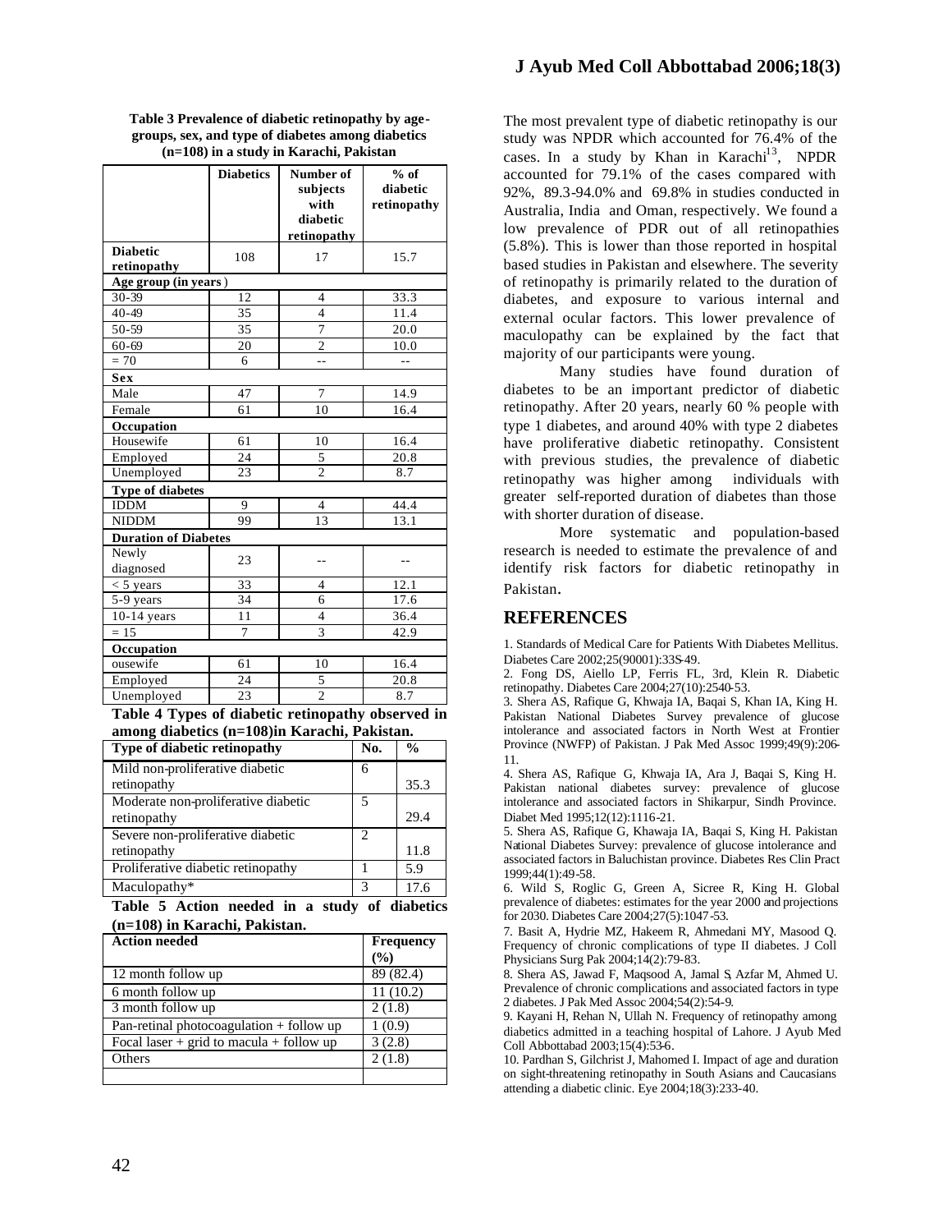**Table 3 Prevalence of diabetic retinopathy by age-groups, sex, and type of diabetes among diabetics (n=108) in a study in Karachi, Pakistan**

| | Diabetics | Number of subjects with diabetic retinopathy | % of diabetic retinopathy |
|---|---|---|---|
| **Diabetic retinopathy** | 108 | 17 | 15.7 |
| **Age group (in years)** | | | |
| 30-39 | 12 | 4 | 33.3 |
| 40-49 | 35 | 4 | 11.4 |
| 50-59 | 35 | 7 | 20.0 |
| 60-69 | 20 | 2 | 10.0 |
| = 70 | 6 | -- | -- |
| **Sex** | | | |
| Male | 47 | 7 | 14.9 |
| Female | 61 | 10 | 16.4 |
| **Occupation** | | | |
| Housewife | 61 | 10 | 16.4 |
| Employed | 24 | 5 | 20.8 |
| Unemployed | 23 | 2 | 8.7 |
| **Type of diabetes** | | | |
| IDDM | 9 | 4 | 44.4 |
| NIDDM | 99 | 13 | 13.1 |
| **Duration of Diabetes** | | | |
| Newly diagnosed | 23 | -- | -- |
| < 5 years | 33 | 4 | 12.1 |
| 5-9 years | 34 | 6 | 17.6 |
| 10-14 years | 11 | 4 | 36.4 |
| = 15 | 7 | 3 | 42.9 |
| **Occupation** | | | |
| ousewife | 61 | 10 | 16.4 |
| Employed | 24 | 5 | 20.8 |
| Unemployed | 23 | 2 | 8.7 |

**Table 4 Types of diabetic retinopathy observed in among diabetics (n=108)in Karachi, Pakistan.**

| Type of diabetic retinopathy | No. | % |
|---|---|---|
| Mild non-proliferative diabetic retinopathy | 6 | 35.3 |
| Moderate non-proliferative diabetic retinopathy | 5 | 29.4 |
| Severe non-proliferative diabetic retinopathy | 2 | 11.8 |
| Proliferative diabetic retinopathy | 1 | 5.9 |
| Maculopathy* | 3 | 17.6 |

**Table 5 Action needed in a study of diabetics (n=108) in Karachi, Pakistan.**

| Action needed | Frequency (%) |
|---|---|
| 12 month follow up | 89 (82.4) |
| 6 month follow up | 11 (10.2) |
| 3 month follow up | 2 (1.8) |
| Pan-retinal photocoagulation + follow up | 1 (0.9) |
| Focal laser + grid to macula + follow up | 3 (2.8) |
| Others | 2 (1.8) |
| | |

The most prevalent type of diabetic retinopathy is our study was NPDR which accounted for 76.4% of the cases. In a study by Khan in Karachi[13], NPDR accounted for 79.1% of the cases compared with 92%, 89.3-94.0% and 69.8% in studies conducted in Australia, India and Oman, respectively. We found a low prevalence of PDR out of all retinopathies (5.8%). This is lower than those reported in hospital based studies in Pakistan and elsewhere. The severity of retinopathy is primarily related to the duration of diabetes, and exposure to various internal and external ocular factors. This lower prevalence of maculopathy can be explained by the fact that majority of our participants were young.

Many studies have found duration of diabetes to be an important predictor of diabetic retinopathy. After 20 years, nearly 60 % people with type 1 diabetes, and around 40% with type 2 diabetes have proliferative diabetic retinopathy. Consistent with previous studies, the prevalence of diabetic retinopathy was higher among individuals with greater self-reported duration of diabetes than those with shorter duration of disease.

More systematic and population-based research is needed to estimate the prevalence of and identify risk factors for diabetic retinopathy in Pakistan.

## REFERENCES

1. Standards of Medical Care for Patients With Diabetes Mellitus. Diabetes Care 2002;25(90001):33S-49.
2. Fong DS, Aiello LP, Ferris FL, 3rd, Klein R. Diabetic retinopathy. Diabetes Care 2004;27(10):2540-53.
3. Shera AS, Rafique G, Khwaja IA, Baqai S, Khan IA, King H. Pakistan National Diabetes Survey prevalence of glucose intolerance and associated factors in North West at Frontier Province (NWFP) of Pakistan. J Pak Med Assoc 1999;49(9):206-11.
4. Shera AS, Rafique G, Khwaja IA, Ara J, Baqai S, King H. Pakistan national diabetes survey: prevalence of glucose intolerance and associated factors in Shikarpur, Sindh Province. Diabet Med 1995;12(12):1116-21.
5. Shera AS, Rafique G, Khawaja IA, Baqai S, King H. Pakistan National Diabetes Survey: prevalence of glucose intolerance and associated factors in Baluchistan province. Diabetes Res Clin Pract 1999;44(1):49-58.
6. Wild S, Roglic G, Green A, Sicree R, King H. Global prevalence of diabetes: estimates for the year 2000 and projections for 2030. Diabetes Care 2004;27(5):1047-53.
7. Basit A, Hydrie MZ, Hakeem R, Ahmedani MY, Masood Q. Frequency of chronic complications of type II diabetes. J Coll Physicians Surg Pak 2004;14(2):79-83.
8. Shera AS, Jawad F, Maqsood A, Jamal S, Azfar M, Ahmed U. Prevalence of chronic complications and associated factors in type 2 diabetes. J Pak Med Assoc 2004;54(2):54-9.
9. Kayani H, Rehan N, Ullah N. Frequency of retinopathy among diabetics admitted in a teaching hospital of Lahore. J Ayub Med Coll Abbottabad 2003;15(4):53-6.
10. Pardhan S, Gilchrist J, Mahomed I. Impact of age and duration on sight-threatening retinopathy in South Asians and Caucasians attending a diabetic clinic. Eye 2004;18(3):233-40.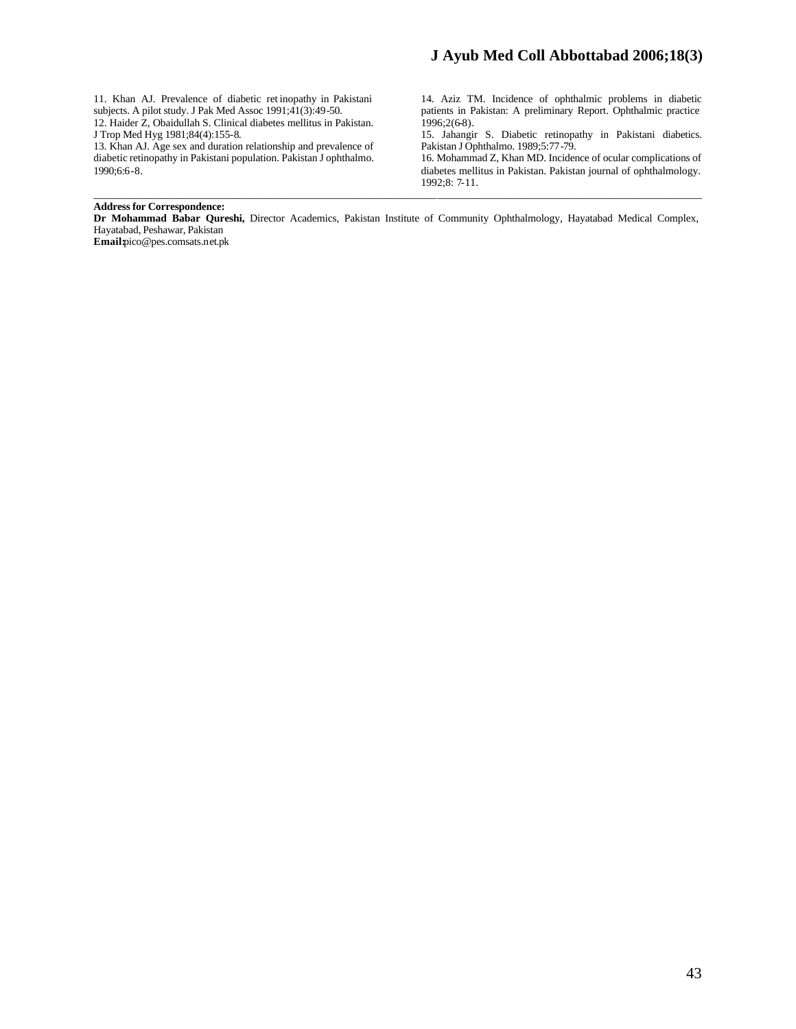11. Khan AJ. Prevalence of diabetic ret inopathy in Pakistani subjects. A pilot study. J Pak Med Assoc 1991;41(3):49-50.

12. Haider Z, Obaidullah S. Clinical diabetes mellitus in Pakistan. J Trop Med Hyg 1981;84(4):155-8.

13. Khan AJ. Age sex and duration relationship and prevalence of diabetic retinopathy in Pakistani population. Pakistan J ophthalmo. 1990;6:6-8.

14. Aziz TM. Incidence of ophthalmic problems in diabetic patients in Pakistan: A preliminary Report. Ophthalmic practice 1996;2(6-8).

15. Jahangir S. Diabetic retinopathy in Pakistani diabetics. Pakistan J Ophthalmo. 1989;5:77-79.

16. Mohammad Z, Khan MD. Incidence of ocular complications of diabetes mellitus in Pakistan. Pakistan journal of ophthalmology. 1992;8: 7-11.

---

**Address for Correspondence:**

**Dr Mohammad Babar Qureshi,** Director Academics, Pakistan Institute of Community Ophthalmology, Hayatabad Medical Complex, Hayatabad, Peshawar, Pakistan

**Email:** pico@pes.comsats.net.pk